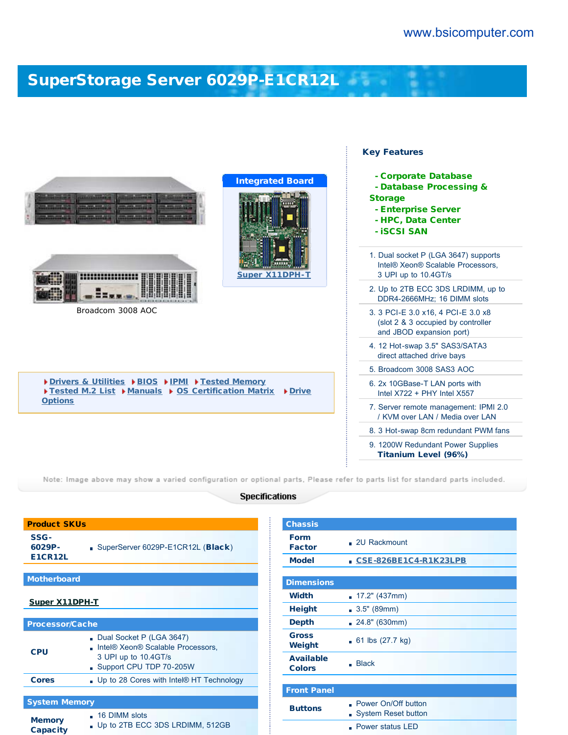www.bsicomputer.com

# SuperStorage Server 6029P-E1CR12L

Broadcom 3008 AOC

**Integrated Board**

Super X11DPH-T

▸ Drivers & Utilities ▸ BIOS ▸ IPMI ▸ Tested Memory ▸ Tested M.2 List ▸ Manuals ▸ OS Certification Matrix ▸ Drive Options

## Key Features

- Corporate Database
- Database Processing & Storage
- Enterprise Server
- HPC, Data Center
- iSCSI SAN

1. Dual socket P (LGA 3647) supports Intel® Xeon® Scalable Processors, 3 UPI up to 10.4GT/s
2. Up to 2TB ECC 3DS LRDIMM, up to DDR4-2666MHz; 16 DIMM slots
3. 3 PCI-E 3.0 x16, 4 PCI-E 3.0 x8 (slot 2 & 3 occupied by controller and JBOD expansion port)
4. 12 Hot-swap 3.5" SAS3/SATA3 direct attached drive bays
5. Broadcom 3008 SAS3 AOC
6. 2x 10GBase-T LAN ports with Intel X722 + PHY Intel X557
7. Server remote management: IPMI 2.0 / KVM over LAN / Media over LAN
8. 3 Hot-swap 8cm redundant PWM fans
9. 1200W Redundant Power Supplies **Titanium Level (96%)**

Note: Image above may show a varied configuration or optional parts, Please refer to parts list for standard parts included.

## Specifications

| Product SKUs | |
|---|---|
| SSG-6029P-E1CR12L | SuperServer 6029P-E1CR12L (**Black**) |

| Motherboard |
|---|
| Super X11DPH-T |

| Processor/Cache | |
|---|---|
| CPU | Dual Socket P (LGA 3647)<br>Intel® Xeon® Scalable Processors, 3 UPI up to 10.4GT/s<br>Support CPU TDP 70-205W |
| Cores | Up to 28 Cores with Intel® HT Technology |

| System Memory | |
|---|---|
| Memory Capacity | 16 DIMM slots<br>Up to 2TB ECC 3DS LRDIMM, 512GB |

| Chassis | |
|---|---|
| Form Factor | 2U Rackmount |
| Model | CSE-826BE1C4-R1K23LPB |

| Dimensions | |
|---|---|
| Width | 17.2" (437mm) |
| Height | 3.5" (89mm) |
| Depth | 24.8" (630mm) |
| Gross Weight | 61 lbs (27.7 kg) |
| Available Colors | Black |

| Front Panel | |
|---|---|
| Buttons | Power On/Off button<br>System Reset button |
| | Power status LED |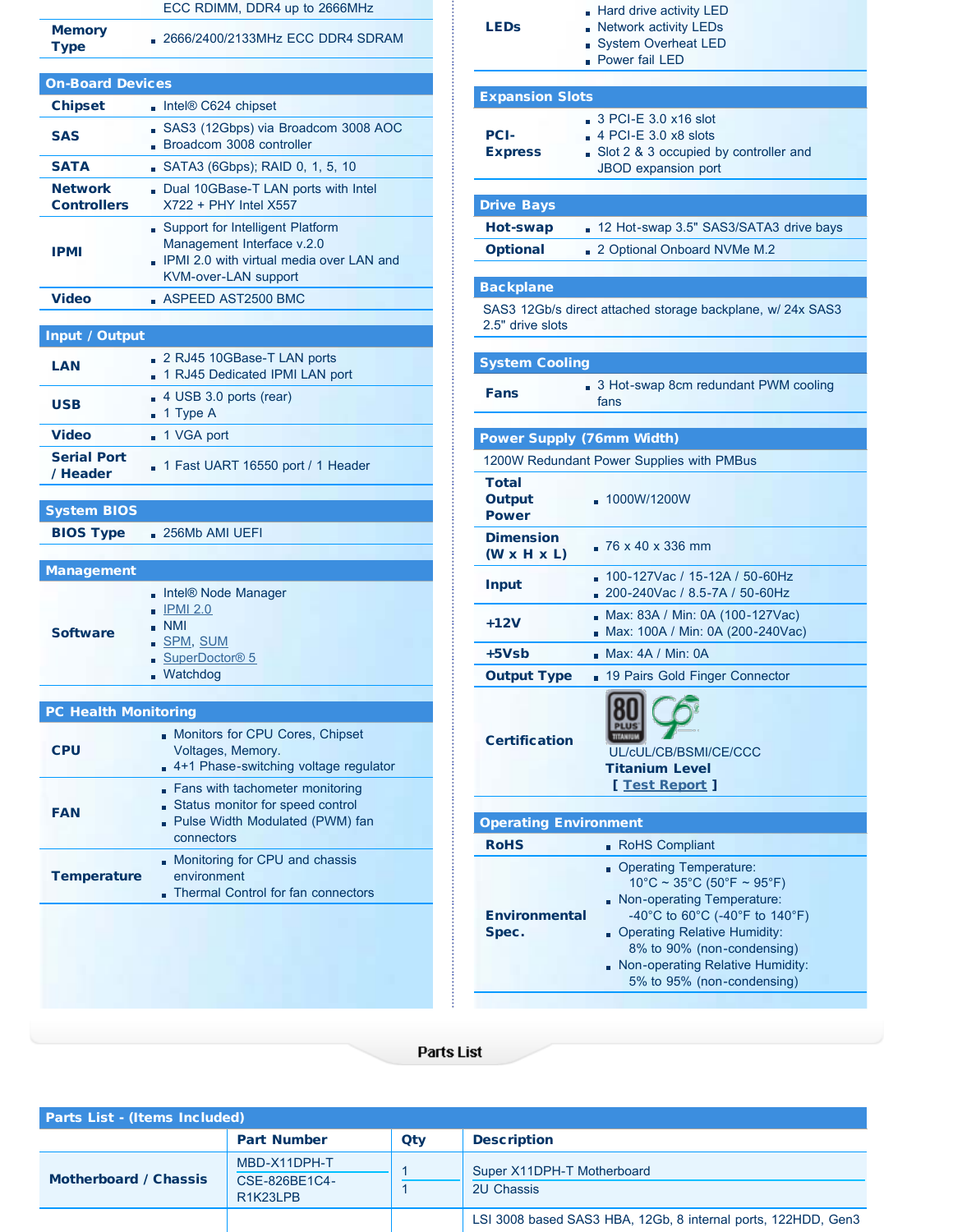| | |
|---|---|
| | ECC RDIMM, DDR4 up to 2666MHz |
| **Memory Type** | 2666/2400/2133MHz ECC DDR4 SDRAM |

## On-Board Devices

| | |
|---|---|
| **Chipset** | Intel® C624 chipset |
| **SAS** | SAS3 (12Gbps) via Broadcom 3008 AOC<br>Broadcom 3008 controller |
| **SATA** | SATA3 (6Gbps); RAID 0, 1, 5, 10 |
| **Network Controllers** | Dual 10GBase-T LAN ports with Intel X722 + PHY Intel X557 |
| **IPMI** | Support for Intelligent Platform Management Interface v.2.0<br>IPMI 2.0 with virtual media over LAN and KVM-over-LAN support |
| **Video** | ASPEED AST2500 BMC |

## Input / Output

| | |
|---|---|
| **LAN** | 2 RJ45 10GBase-T LAN ports<br>1 RJ45 Dedicated IPMI LAN port |
| **USB** | 4 USB 3.0 ports (rear)<br>1 Type A |
| **Video** | 1 VGA port |
| **Serial Port / Header** | 1 Fast UART 16550 port / 1 Header |

## System BIOS

| | |
|---|---|
| **BIOS Type** | 256Mb AMI UEFI |

## Management

| | |
|---|---|
| **Software** | Intel® Node Manager<br>IPMI 2.0<br>NMI<br>SPM, SUM<br>SuperDoctor® 5<br>Watchdog |

## PC Health Monitoring

| | |
|---|---|
| **CPU** | Monitors for CPU Cores, Chipset Voltages, Memory.<br>4+1 Phase-switching voltage regulator |
| **FAN** | Fans with tachometer monitoring<br>Status monitor for speed control<br>Pulse Width Modulated (PWM) fan connectors |
| **Temperature** | Monitoring for CPU and chassis environment<br>Thermal Control for fan connectors |

| | |
|---|---|
| **LEDs** | Hard drive activity LED<br>Network activity LEDs<br>System Overheat LED<br>Power fail LED |

## Expansion Slots

| | |
|---|---|
| **PCI-Express** | 3 PCI-E 3.0 x16 slot<br>4 PCI-E 3.0 x8 slots<br>Slot 2 & 3 occupied by controller and JBOD expansion port |

## Drive Bays

| | |
|---|---|
| **Hot-swap** | 12 Hot-swap 3.5" SAS3/SATA3 drive bays |
| **Optional** | 2 Optional Onboard NVMe M.2 |

## Backplane

SAS3 12Gb/s direct attached storage backplane, w/ 24x SAS3 2.5" drive slots

## System Cooling

| | |
|---|---|
| **Fans** | 3 Hot-swap 8cm redundant PWM cooling fans |

## Power Supply (76mm Width)

1200W Redundant Power Supplies with PMBus

| | |
|---|---|
| **Total Output Power** | 1000W/1200W |
| **Dimension (W x H x L)** | 76 x 40 x 336 mm |
| **Input** | 100-127Vac / 15-12A / 50-60Hz<br>200-240Vac / 8.5-7A / 50-60Hz |
| **+12V** | Max: 83A / Min: 0A (100-127Vac)<br>Max: 100A / Min: 0A (200-240Vac) |
| **+5Vsb** | Max: 4A / Min: 0A |
| **Output Type** | 19 Pairs Gold Finger Connector |
| **Certification** | UL/cUL/CB/BSMI/CE/CCC<br>**Titanium Level**<br>**[ Test Report ]** |

## Operating Environment

| | |
|---|---|
| **RoHS** | RoHS Compliant |
| **Environmental Spec.** | Operating Temperature: 10°C ~ 35°C (50°F ~ 95°F)<br>Non-operating Temperature: -40°C to 60°C (-40°F to 140°F)<br>Operating Relative Humidity: 8% to 90% (non-condensing)<br>Non-operating Relative Humidity: 5% to 95% (non-condensing) |

# Parts List

## Parts List - (Items Included)

| | Part Number | Qty | Description |
|---|---|---|---|
| **Motherboard / Chassis** | MBD-X11DPH-T | 1 | Super X11DPH-T Motherboard |
| | CSE-826BE1C4-R1K23LPB | 1 | 2U Chassis |
| | | | LSI 3008 based SAS3 HBA, 12Gb, 8 internal ports, 122HDD, Gen3 |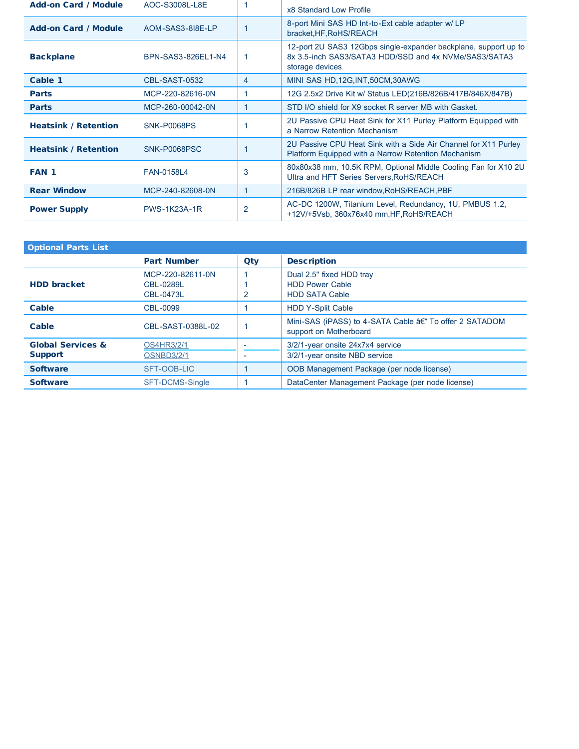| | | | |
|---|---|---|---|
| **Add-on Card / Module** | AOC-S3008L-L8E | 1 | x8 Standard Low Profile |
| **Add-on Card / Module** | AOM-SAS3-8I8E-LP | 1 | 8-port Mini SAS HD Int-to-Ext cable adapter w/ LP bracket,HF,RoHS/REACH |
| **Backplane** | BPN-SAS3-826EL1-N4 | 1 | 12-port 2U SAS3 12Gbps single-expander backplane, support up to 8x 3.5-inch SAS3/SATA3 HDD/SSD and 4x NVMe/SAS3/SATA3 storage devices |
| **Cable 1** | CBL-SAST-0532 | 4 | MINI SAS HD,12G,INT,50CM,30AWG |
| **Parts** | MCP-220-82616-0N | 1 | 12G 2.5x2 Drive Kit w/ Status LED(216B/826B/417B/846X/847B) |
| **Parts** | MCP-260-00042-0N | 1 | STD I/O shield for X9 socket R server MB with Gasket. |
| **Heatsink / Retention** | SNK-P0068PS | 1 | 2U Passive CPU Heat Sink for X11 Purley Platform Equipped with a Narrow Retention Mechanism |
| **Heatsink / Retention** | SNK-P0068PSC | 1 | 2U Passive CPU Heat Sink with a Side Air Channel for X11 Purley Platform Equipped with a Narrow Retention Mechanism |
| **FAN 1** | FAN-0158L4 | 3 | 80x80x38 mm, 10.5K RPM, Optional Middle Cooling Fan for X10 2U Ultra and HFT Series Servers,RoHS/REACH |
| **Rear Window** | MCP-240-82608-0N | 1 | 216B/826B LP rear window,RoHS/REACH,PBF |
| **Power Supply** | PWS-1K23A-1R | 2 | AC-DC 1200W, Titanium Level, Redundancy, 1U, PMBUS 1.2, +12V/+5Vsb, 360x76x40 mm,HF,RoHS/REACH |

**Optional Parts List**

| | Part Number | Qty | Description |
|---|---|---|---|
| **HDD bracket** | MCP-220-82611-0N<br>CBL-0289L<br>CBL-0473L | 1<br>1<br>2 | Dual 2.5" fixed HDD tray<br>HDD Power Cable<br>HDD SATA Cable |
| **Cable** | CBL-0099 | 1 | HDD Y-Split Cable |
| **Cable** | CBL-SAST-0388L-02 | 1 | Mini-SAS (iPASS) to 4-SATA Cable â€“ To offer 2 SATADOM support on Motherboard |
| **Global Services & Support** | OS4HR3/2/1<br>OSNBD3/2/1 | -<br>- | 3/2/1-year onsite 24x7x4 service<br>3/2/1-year onsite NBD service |
| **Software** | SFT-OOB-LIC | 1 | OOB Management Package (per node license) |
| **Software** | SFT-DCMS-Single | 1 | DataCenter Management Package (per node license) |